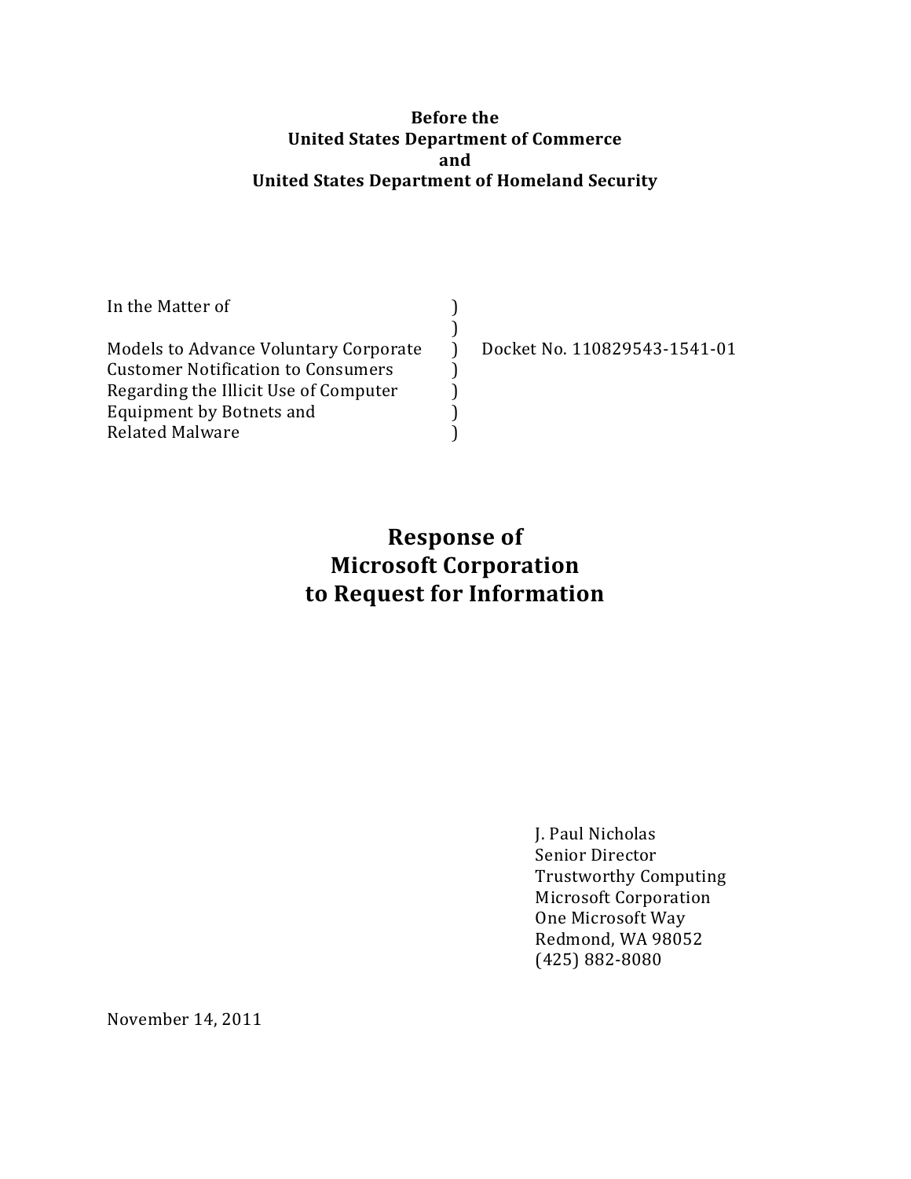**Before the**
**United States Department of Commerce**
**and**
**United States Department of Homeland Security**

| | | |
|---|---|---|
| In the Matter of | ) | |
| | ) | |
| Models to Advance Voluntary Corporate | ) | Docket No. 110829543-1541-01 |
| Customer Notification to Consumers | ) | |
| Regarding the Illicit Use of Computer | ) | |
| Equipment by Botnets and | ) | |
| Related Malware | ) | |

# Response of Microsoft Corporation to Request for Information

J. Paul Nicholas
Senior Director
Trustworthy Computing
Microsoft Corporation
One Microsoft Way
Redmond, WA 98052
(425) 882-8080

November 14, 2011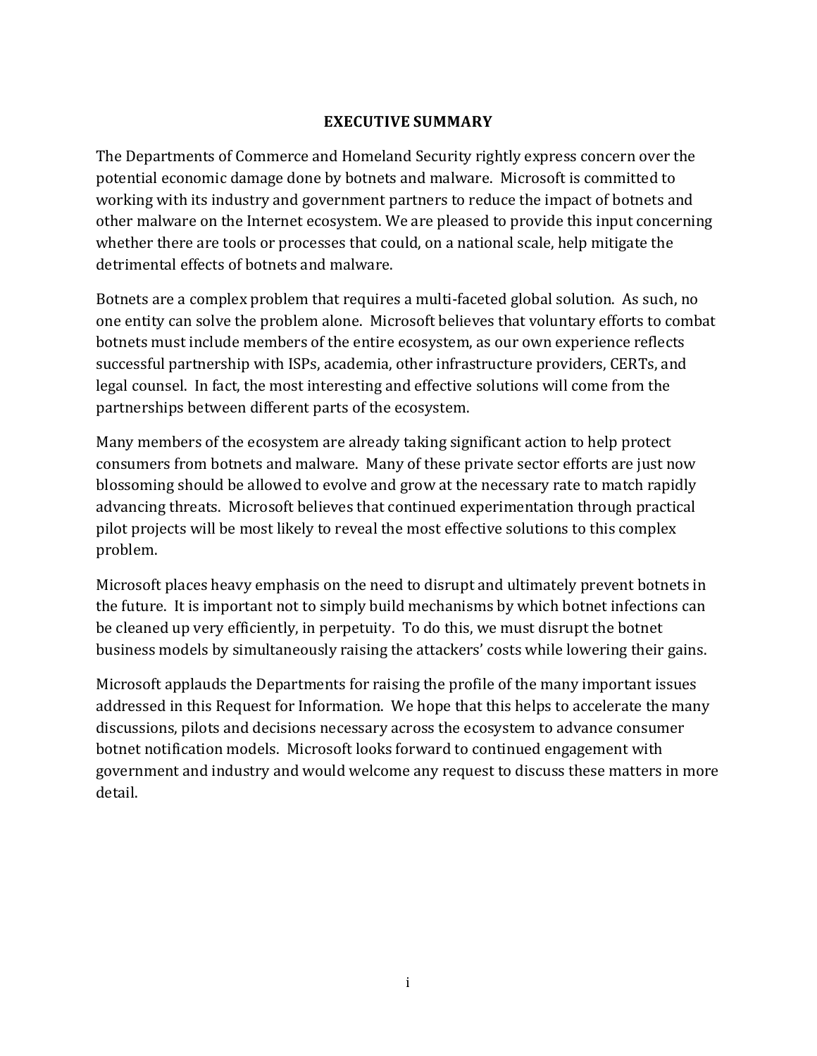# EXECUTIVE SUMMARY

The Departments of Commerce and Homeland Security rightly express concern over the potential economic damage done by botnets and malware. Microsoft is committed to working with its industry and government partners to reduce the impact of botnets and other malware on the Internet ecosystem. We are pleased to provide this input concerning whether there are tools or processes that could, on a national scale, help mitigate the detrimental effects of botnets and malware.

Botnets are a complex problem that requires a multi-faceted global solution. As such, no one entity can solve the problem alone. Microsoft believes that voluntary efforts to combat botnets must include members of the entire ecosystem, as our own experience reflects successful partnership with ISPs, academia, other infrastructure providers, CERTs, and legal counsel. In fact, the most interesting and effective solutions will come from the partnerships between different parts of the ecosystem.

Many members of the ecosystem are already taking significant action to help protect consumers from botnets and malware. Many of these private sector efforts are just now blossoming should be allowed to evolve and grow at the necessary rate to match rapidly advancing threats. Microsoft believes that continued experimentation through practical pilot projects will be most likely to reveal the most effective solutions to this complex problem.

Microsoft places heavy emphasis on the need to disrupt and ultimately prevent botnets in the future. It is important not to simply build mechanisms by which botnet infections can be cleaned up very efficiently, in perpetuity. To do this, we must disrupt the botnet business models by simultaneously raising the attackers' costs while lowering their gains.

Microsoft applauds the Departments for raising the profile of the many important issues addressed in this Request for Information. We hope that this helps to accelerate the many discussions, pilots and decisions necessary across the ecosystem to advance consumer botnet notification models. Microsoft looks forward to continued engagement with government and industry and would welcome any request to discuss these matters in more detail.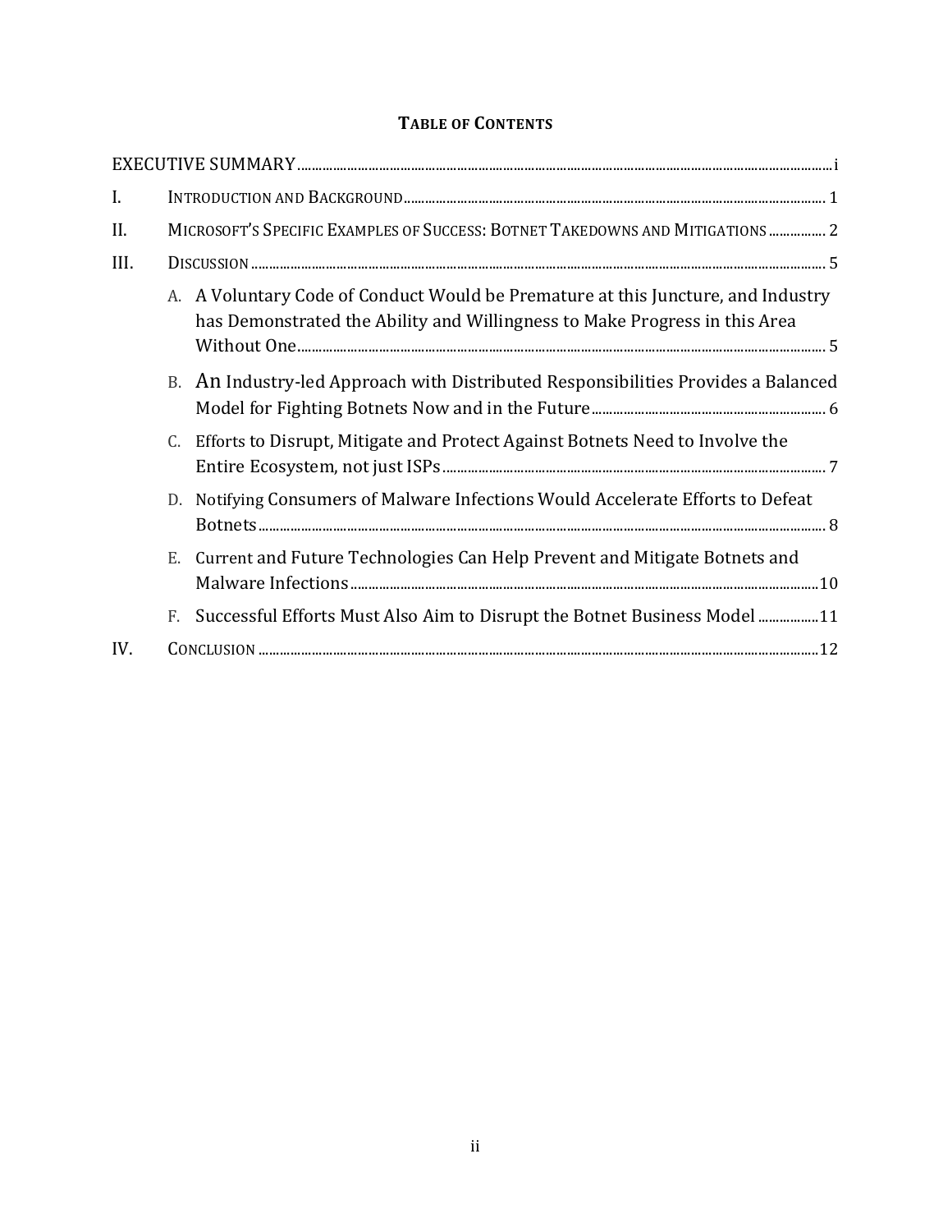## TABLE OF CONTENTS

EXECUTIVE SUMMARY ..... i

I. INTRODUCTION AND BACKGROUND ..... 1

II. MICROSOFT'S SPECIFIC EXAMPLES OF SUCCESS: BOTNET TAKEDOWNS AND MITIGATIONS ..... 2

III. DISCUSSION ..... 5

- A. A Voluntary Code of Conduct Would be Premature at this Juncture, and Industry has Demonstrated the Ability and Willingness to Make Progress in this Area Without One ..... 5
- B. An Industry-led Approach with Distributed Responsibilities Provides a Balanced Model for Fighting Botnets Now and in the Future ..... 6
- C. Efforts to Disrupt, Mitigate and Protect Against Botnets Need to Involve the Entire Ecosystem, not just ISPs ..... 7
- D. Notifying Consumers of Malware Infections Would Accelerate Efforts to Defeat Botnets ..... 8
- E. Current and Future Technologies Can Help Prevent and Mitigate Botnets and Malware Infections ..... 10
- F. Successful Efforts Must Also Aim to Disrupt the Botnet Business Model ..... 11

IV. CONCLUSION ..... 12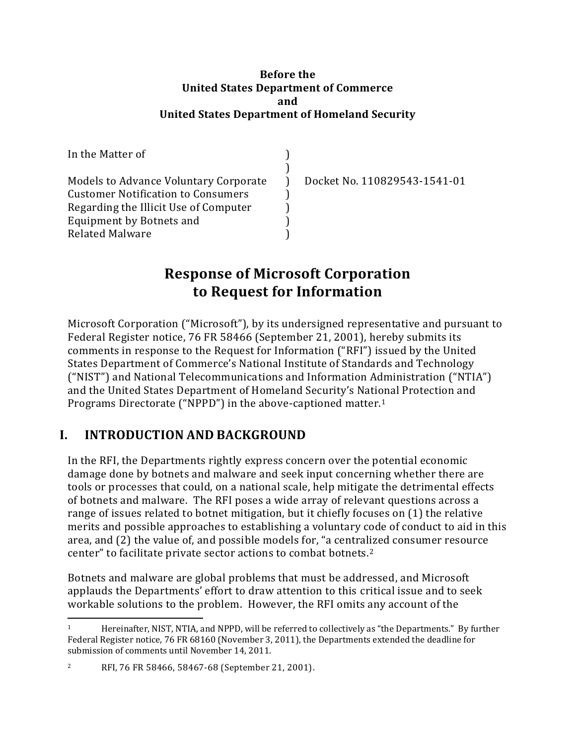**Before the**
**United States Department of Commerce**
**and**
**United States Department of Homeland Security**

| | | |
|---|---|---|
| In the Matter of | ) | |
| | ) | |
| Models to Advance Voluntary Corporate | ) | Docket No. 110829543-1541-01 |
| Customer Notification to Consumers | ) | |
| Regarding the Illicit Use of Computer | ) | |
| Equipment by Botnets and | ) | |
| Related Malware | ) | |

# Response of Microsoft Corporation to Request for Information

Microsoft Corporation ("Microsoft"), by its undersigned representative and pursuant to Federal Register notice, 76 FR 58466 (September 21, 2001), hereby submits its comments in response to the Request for Information ("RFI") issued by the United States Department of Commerce's National Institute of Standards and Technology ("NIST") and National Telecommunications and Information Administration ("NTIA") and the United States Department of Homeland Security's National Protection and Programs Directorate ("NPPD") in the above-captioned matter.[1]

## I. INTRODUCTION AND BACKGROUND

In the RFI, the Departments rightly express concern over the potential economic damage done by botnets and malware and seek input concerning whether there are tools or processes that could, on a national scale, help mitigate the detrimental effects of botnets and malware. The RFI poses a wide array of relevant questions across a range of issues related to botnet mitigation, but it chiefly focuses on (1) the relative merits and possible approaches to establishing a voluntary code of conduct to aid in this area, and (2) the value of, and possible models for, "a centralized consumer resource center" to facilitate private sector actions to combat botnets.[2]

Botnets and malware are global problems that must be addressed, and Microsoft applauds the Departments' effort to draw attention to this critical issue and to seek workable solutions to the problem. However, the RFI omits any account of the

---

[1] Hereinafter, NIST, NTIA, and NPPD, will be referred to collectively as "the Departments." By further Federal Register notice, 76 FR 68160 (November 3, 2011), the Departments extended the deadline for submission of comments until November 14, 2011.

[2] RFI, 76 FR 58466, 58467-68 (September 21, 2001).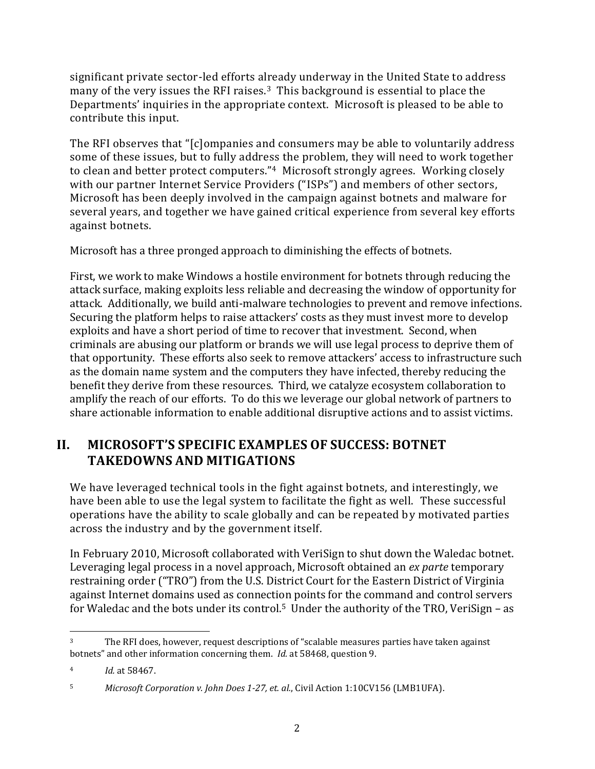significant private sector-led efforts already underway in the United State to address many of the very issues the RFI raises.[3] This background is essential to place the Departments' inquiries in the appropriate context. Microsoft is pleased to be able to contribute this input.

The RFI observes that "[c]ompanies and consumers may be able to voluntarily address some of these issues, but to fully address the problem, they will need to work together to clean and better protect computers."[4] Microsoft strongly agrees. Working closely with our partner Internet Service Providers ("ISPs") and members of other sectors, Microsoft has been deeply involved in the campaign against botnets and malware for several years, and together we have gained critical experience from several key efforts against botnets.

Microsoft has a three pronged approach to diminishing the effects of botnets.

First, we work to make Windows a hostile environment for botnets through reducing the attack surface, making exploits less reliable and decreasing the window of opportunity for attack. Additionally, we build anti-malware technologies to prevent and remove infections. Securing the platform helps to raise attackers' costs as they must invest more to develop exploits and have a short period of time to recover that investment. Second, when criminals are abusing our platform or brands we will use legal process to deprive them of that opportunity. These efforts also seek to remove attackers' access to infrastructure such as the domain name system and the computers they have infected, thereby reducing the benefit they derive from these resources. Third, we catalyze ecosystem collaboration to amplify the reach of our efforts. To do this we leverage our global network of partners to share actionable information to enable additional disruptive actions and to assist victims.

## II. MICROSOFT'S SPECIFIC EXAMPLES OF SUCCESS: BOTNET TAKEDOWNS AND MITIGATIONS

We have leveraged technical tools in the fight against botnets, and interestingly, we have been able to use the legal system to facilitate the fight as well. These successful operations have the ability to scale globally and can be repeated by motivated parties across the industry and by the government itself.

In February 2010, Microsoft collaborated with VeriSign to shut down the Waledac botnet. Leveraging legal process in a novel approach, Microsoft obtained an *ex parte* temporary restraining order ("TRO") from the U.S. District Court for the Eastern District of Virginia against Internet domains used as connection points for the command and control servers for Waledac and the bots under its control.[5] Under the authority of the TRO, VeriSign – as

---

[3] The RFI does, however, request descriptions of "scalable measures parties have taken against botnets" and other information concerning them. *Id.* at 58468, question 9.

[4] *Id.* at 58467.

[5] *Microsoft Corporation v. John Does 1-27, et. al.*, Civil Action 1:10CV156 (LMB1UFA).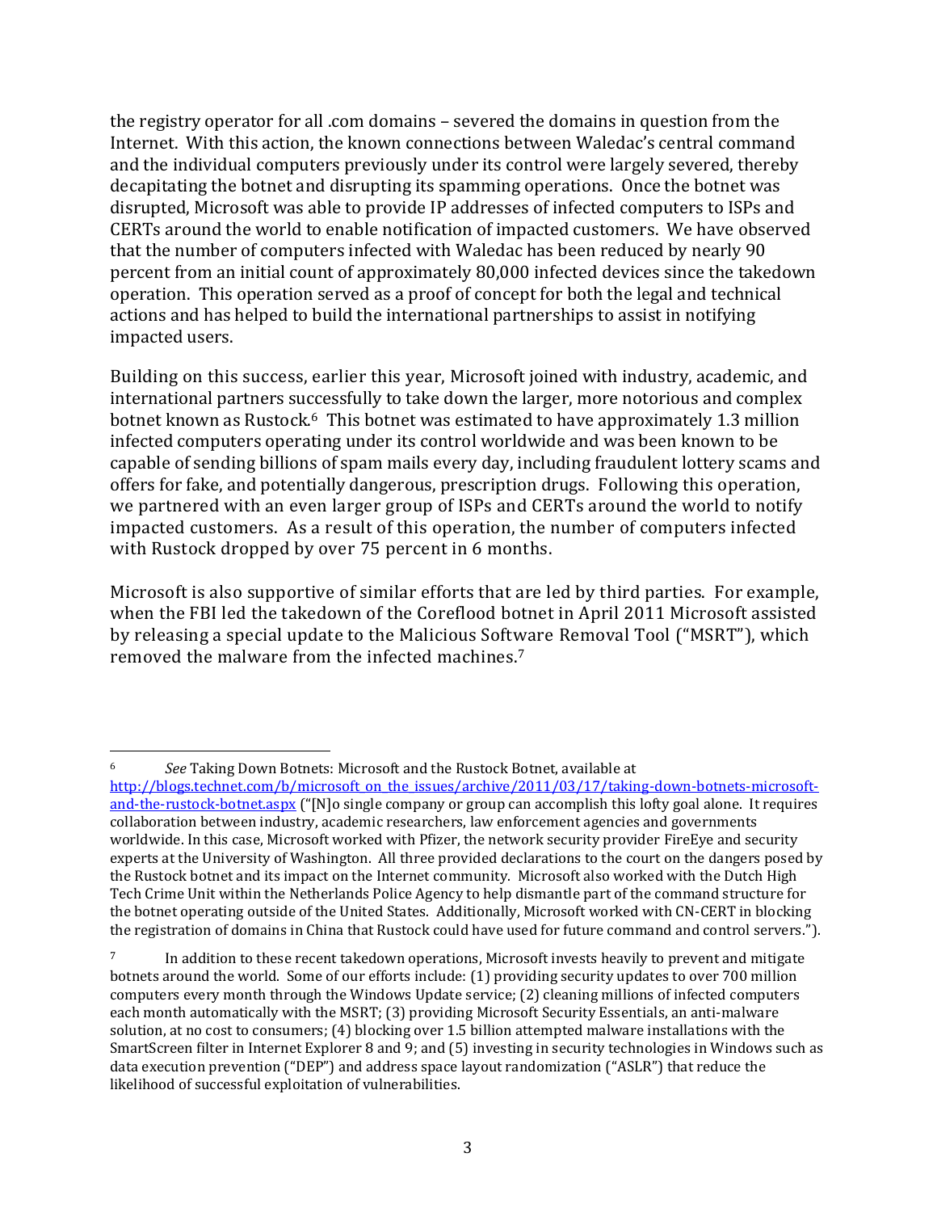the registry operator for all .com domains – severed the domains in question from the Internet. With this action, the known connections between Waledac's central command and the individual computers previously under its control were largely severed, thereby decapitating the botnet and disrupting its spamming operations. Once the botnet was disrupted, Microsoft was able to provide IP addresses of infected computers to ISPs and CERTs around the world to enable notification of impacted customers. We have observed that the number of computers infected with Waledac has been reduced by nearly 90 percent from an initial count of approximately 80,000 infected devices since the takedown operation. This operation served as a proof of concept for both the legal and technical actions and has helped to build the international partnerships to assist in notifying impacted users.

Building on this success, earlier this year, Microsoft joined with industry, academic, and international partners successfully to take down the larger, more notorious and complex botnet known as Rustock.[6] This botnet was estimated to have approximately 1.3 million infected computers operating under its control worldwide and was been known to be capable of sending billions of spam mails every day, including fraudulent lottery scams and offers for fake, and potentially dangerous, prescription drugs. Following this operation, we partnered with an even larger group of ISPs and CERTs around the world to notify impacted customers. As a result of this operation, the number of computers infected with Rustock dropped by over 75 percent in 6 months.

Microsoft is also supportive of similar efforts that are led by third parties. For example, when the FBI led the takedown of the Coreflood botnet in April 2011 Microsoft assisted by releasing a special update to the Malicious Software Removal Tool ("MSRT"), which removed the malware from the infected machines.[7]

---

[6] *See* Taking Down Botnets: Microsoft and the Rustock Botnet, available at http://blogs.technet.com/b/microsoft_on_the_issues/archive/2011/03/17/taking-down-botnets-microsoft-and-the-rustock-botnet.aspx ("[N]o single company or group can accomplish this lofty goal alone. It requires collaboration between industry, academic researchers, law enforcement agencies and governments worldwide. In this case, Microsoft worked with Pfizer, the network security provider FireEye and security experts at the University of Washington. All three provided declarations to the court on the dangers posed by the Rustock botnet and its impact on the Internet community. Microsoft also worked with the Dutch High Tech Crime Unit within the Netherlands Police Agency to help dismantle part of the command structure for the botnet operating outside of the United States. Additionally, Microsoft worked with CN-CERT in blocking the registration of domains in China that Rustock could have used for future command and control servers.").

[7] In addition to these recent takedown operations, Microsoft invests heavily to prevent and mitigate botnets around the world. Some of our efforts include: (1) providing security updates to over 700 million computers every month through the Windows Update service; (2) cleaning millions of infected computers each month automatically with the MSRT; (3) providing Microsoft Security Essentials, an anti-malware solution, at no cost to consumers; (4) blocking over 1.5 billion attempted malware installations with the SmartScreen filter in Internet Explorer 8 and 9; and (5) investing in security technologies in Windows such as data execution prevention ("DEP") and address space layout randomization ("ASLR") that reduce the likelihood of successful exploitation of vulnerabilities.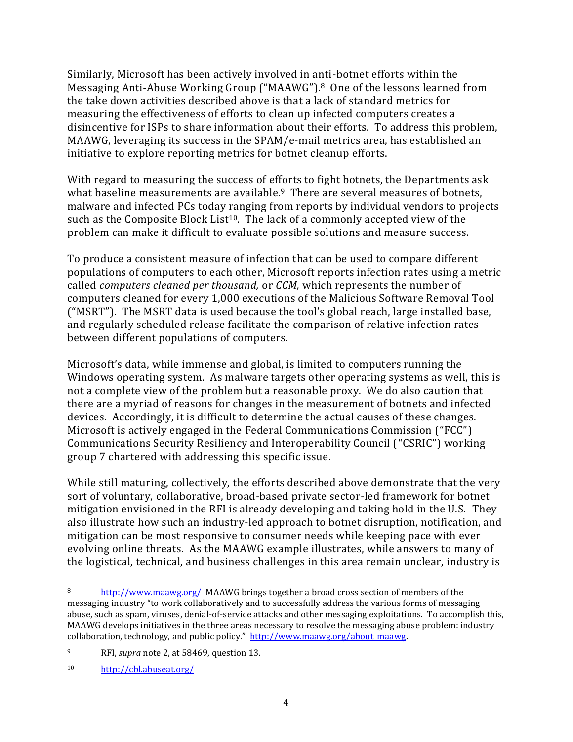Similarly, Microsoft has been actively involved in anti-botnet efforts within the Messaging Anti-Abuse Working Group ("MAAWG").[8] One of the lessons learned from the take down activities described above is that a lack of standard metrics for measuring the effectiveness of efforts to clean up infected computers creates a disincentive for ISPs to share information about their efforts. To address this problem, MAAWG, leveraging its success in the SPAM/e-mail metrics area, has established an initiative to explore reporting metrics for botnet cleanup efforts.

With regard to measuring the success of efforts to fight botnets, the Departments ask what baseline measurements are available.[9] There are several measures of botnets, malware and infected PCs today ranging from reports by individual vendors to projects such as the Composite Block List[10]. The lack of a commonly accepted view of the problem can make it difficult to evaluate possible solutions and measure success.

To produce a consistent measure of infection that can be used to compare different populations of computers to each other, Microsoft reports infection rates using a metric called *computers cleaned per thousand,* or *CCM,* which represents the number of computers cleaned for every 1,000 executions of the Malicious Software Removal Tool ("MSRT"). The MSRT data is used because the tool's global reach, large installed base, and regularly scheduled release facilitate the comparison of relative infection rates between different populations of computers.

Microsoft's data, while immense and global, is limited to computers running the Windows operating system. As malware targets other operating systems as well, this is not a complete view of the problem but a reasonable proxy. We do also caution that there are a myriad of reasons for changes in the measurement of botnets and infected devices. Accordingly, it is difficult to determine the actual causes of these changes. Microsoft is actively engaged in the Federal Communications Commission ("FCC") Communications Security Resiliency and Interoperability Council ("CSRIC") working group 7 chartered with addressing this specific issue.

While still maturing, collectively, the efforts described above demonstrate that the very sort of voluntary, collaborative, broad-based private sector-led framework for botnet mitigation envisioned in the RFI is already developing and taking hold in the U.S. They also illustrate how such an industry-led approach to botnet disruption, notification, and mitigation can be most responsive to consumer needs while keeping pace with ever evolving online threats. As the MAAWG example illustrates, while answers to many of the logistical, technical, and business challenges in this area remain unclear, industry is

---

[8] http://www.maawg.org/ MAAWG brings together a broad cross section of members of the messaging industry "to work collaboratively and to successfully address the various forms of messaging abuse, such as spam, viruses, denial-of-service attacks and other messaging exploitations. To accomplish this, MAAWG develops initiatives in the three areas necessary to resolve the messaging abuse problem: industry collaboration, technology, and public policy." http://www.maawg.org/about_maawg.

[9] RFI, *supra* note 2, at 58469, question 13.

[10] http://cbl.abuseat.org/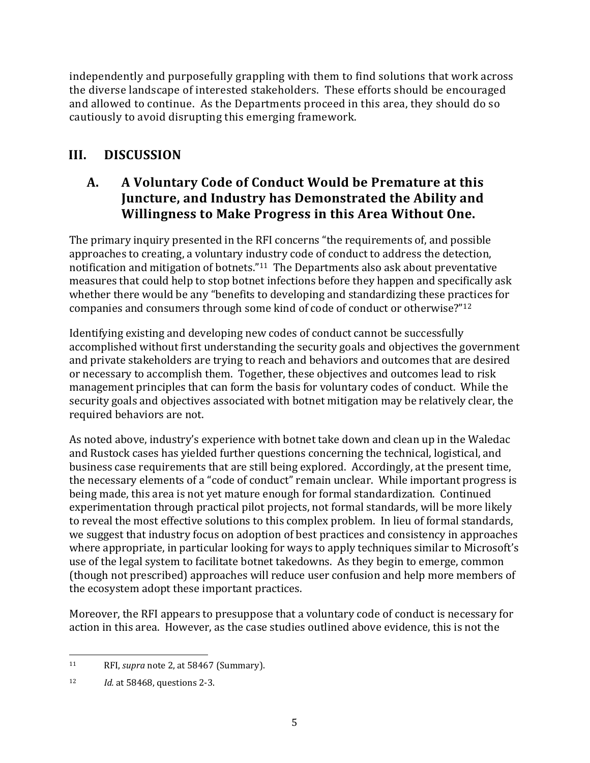independently and purposefully grappling with them to find solutions that work across the diverse landscape of interested stakeholders. These efforts should be encouraged and allowed to continue. As the Departments proceed in this area, they should do so cautiously to avoid disrupting this emerging framework.

## III. DISCUSSION

### A. A Voluntary Code of Conduct Would be Premature at this Juncture, and Industry has Demonstrated the Ability and Willingness to Make Progress in this Area Without One.

The primary inquiry presented in the RFI concerns "the requirements of, and possible approaches to creating, a voluntary industry code of conduct to address the detection, notification and mitigation of botnets."[11] The Departments also ask about preventative measures that could help to stop botnet infections before they happen and specifically ask whether there would be any "benefits to developing and standardizing these practices for companies and consumers through some kind of code of conduct or otherwise?"[12]

Identifying existing and developing new codes of conduct cannot be successfully accomplished without first understanding the security goals and objectives the government and private stakeholders are trying to reach and behaviors and outcomes that are desired or necessary to accomplish them. Together, these objectives and outcomes lead to risk management principles that can form the basis for voluntary codes of conduct. While the security goals and objectives associated with botnet mitigation may be relatively clear, the required behaviors are not.

As noted above, industry's experience with botnet take down and clean up in the Waledac and Rustock cases has yielded further questions concerning the technical, logistical, and business case requirements that are still being explored. Accordingly, at the present time, the necessary elements of a "code of conduct" remain unclear. While important progress is being made, this area is not yet mature enough for formal standardization. Continued experimentation through practical pilot projects, not formal standards, will be more likely to reveal the most effective solutions to this complex problem. In lieu of formal standards, we suggest that industry focus on adoption of best practices and consistency in approaches where appropriate, in particular looking for ways to apply techniques similar to Microsoft's use of the legal system to facilitate botnet takedowns. As they begin to emerge, common (though not prescribed) approaches will reduce user confusion and help more members of the ecosystem adopt these important practices.

Moreover, the RFI appears to presuppose that a voluntary code of conduct is necessary for action in this area. However, as the case studies outlined above evidence, this is not the

---

[11] RFI, *supra* note 2, at 58467 (Summary).

[12] *Id.* at 58468, questions 2-3.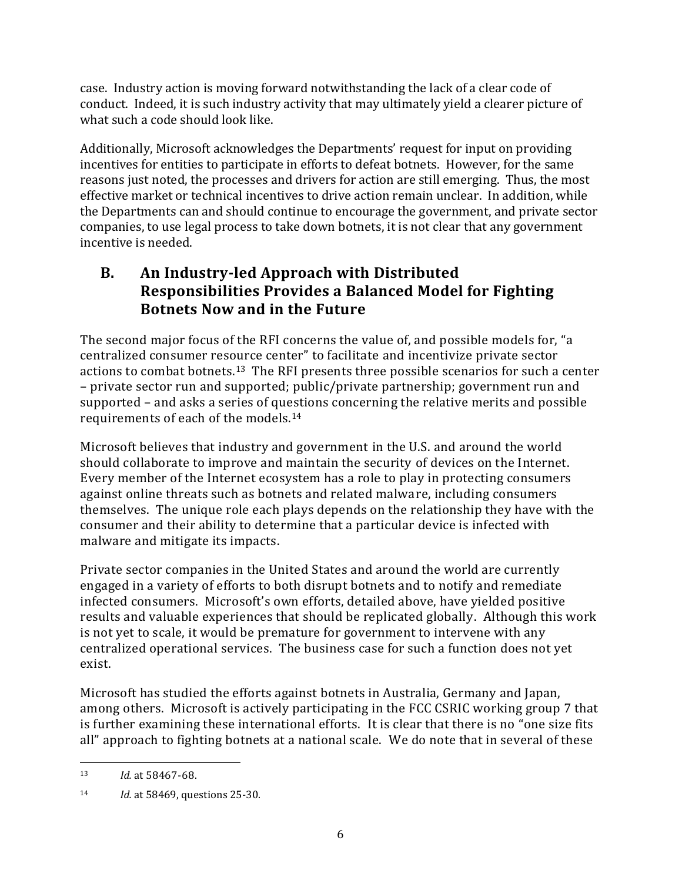case. Industry action is moving forward notwithstanding the lack of a clear code of conduct. Indeed, it is such industry activity that may ultimately yield a clearer picture of what such a code should look like.

Additionally, Microsoft acknowledges the Departments' request for input on providing incentives for entities to participate in efforts to defeat botnets. However, for the same reasons just noted, the processes and drivers for action are still emerging. Thus, the most effective market or technical incentives to drive action remain unclear. In addition, while the Departments can and should continue to encourage the government, and private sector companies, to use legal process to take down botnets, it is not clear that any government incentive is needed.

## B. An Industry-led Approach with Distributed Responsibilities Provides a Balanced Model for Fighting Botnets Now and in the Future

The second major focus of the RFI concerns the value of, and possible models for, "a centralized consumer resource center" to facilitate and incentivize private sector actions to combat botnets.[13] The RFI presents three possible scenarios for such a center – private sector run and supported; public/private partnership; government run and supported – and asks a series of questions concerning the relative merits and possible requirements of each of the models.[14]

Microsoft believes that industry and government in the U.S. and around the world should collaborate to improve and maintain the security of devices on the Internet. Every member of the Internet ecosystem has a role to play in protecting consumers against online threats such as botnets and related malware, including consumers themselves. The unique role each plays depends on the relationship they have with the consumer and their ability to determine that a particular device is infected with malware and mitigate its impacts.

Private sector companies in the United States and around the world are currently engaged in a variety of efforts to both disrupt botnets and to notify and remediate infected consumers. Microsoft's own efforts, detailed above, have yielded positive results and valuable experiences that should be replicated globally. Although this work is not yet to scale, it would be premature for government to intervene with any centralized operational services. The business case for such a function does not yet exist.

Microsoft has studied the efforts against botnets in Australia, Germany and Japan, among others. Microsoft is actively participating in the FCC CSRIC working group 7 that is further examining these international efforts. It is clear that there is no "one size fits all" approach to fighting botnets at a national scale. We do note that in several of these

---

[13] *Id.* at 58467-68.

[14] *Id.* at 58469, questions 25-30.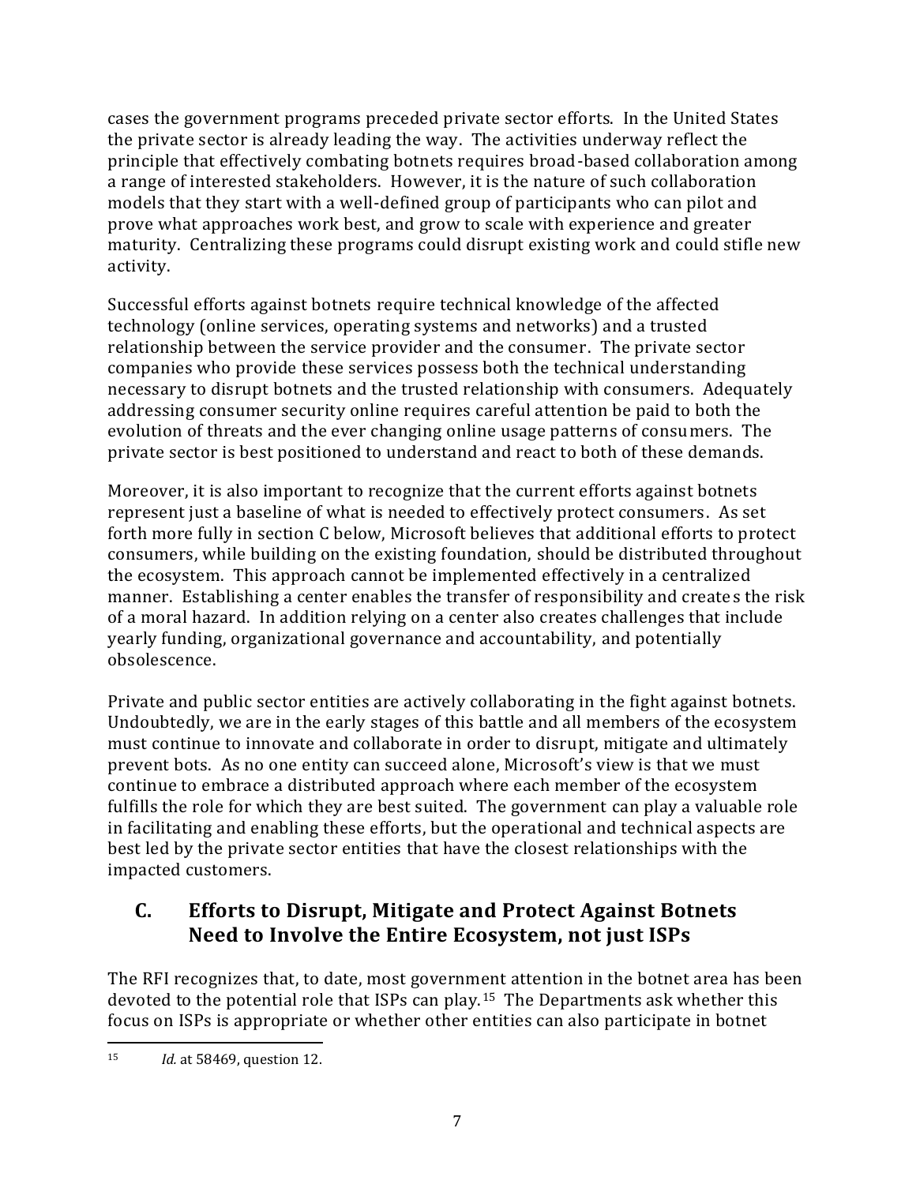cases the government programs preceded private sector efforts. In the United States the private sector is already leading the way. The activities underway reflect the principle that effectively combating botnets requires broad-based collaboration among a range of interested stakeholders. However, it is the nature of such collaboration models that they start with a well-defined group of participants who can pilot and prove what approaches work best, and grow to scale with experience and greater maturity. Centralizing these programs could disrupt existing work and could stifle new activity.

Successful efforts against botnets require technical knowledge of the affected technology (online services, operating systems and networks) and a trusted relationship between the service provider and the consumer. The private sector companies who provide these services possess both the technical understanding necessary to disrupt botnets and the trusted relationship with consumers. Adequately addressing consumer security online requires careful attention be paid to both the evolution of threats and the ever changing online usage patterns of consumers. The private sector is best positioned to understand and react to both of these demands.

Moreover, it is also important to recognize that the current efforts against botnets represent just a baseline of what is needed to effectively protect consumers. As set forth more fully in section C below, Microsoft believes that additional efforts to protect consumers, while building on the existing foundation, should be distributed throughout the ecosystem. This approach cannot be implemented effectively in a centralized manner. Establishing a center enables the transfer of responsibility and creates the risk of a moral hazard. In addition relying on a center also creates challenges that include yearly funding, organizational governance and accountability, and potentially obsolescence.

Private and public sector entities are actively collaborating in the fight against botnets. Undoubtedly, we are in the early stages of this battle and all members of the ecosystem must continue to innovate and collaborate in order to disrupt, mitigate and ultimately prevent bots. As no one entity can succeed alone, Microsoft's view is that we must continue to embrace a distributed approach where each member of the ecosystem fulfills the role for which they are best suited. The government can play a valuable role in facilitating and enabling these efforts, but the operational and technical aspects are best led by the private sector entities that have the closest relationships with the impacted customers.

## C. Efforts to Disrupt, Mitigate and Protect Against Botnets Need to Involve the Entire Ecosystem, not just ISPs

The RFI recognizes that, to date, most government attention in the botnet area has been devoted to the potential role that ISPs can play.[15] The Departments ask whether this focus on ISPs is appropriate or whether other entities can also participate in botnet

[15] *Id.* at 58469, question 12.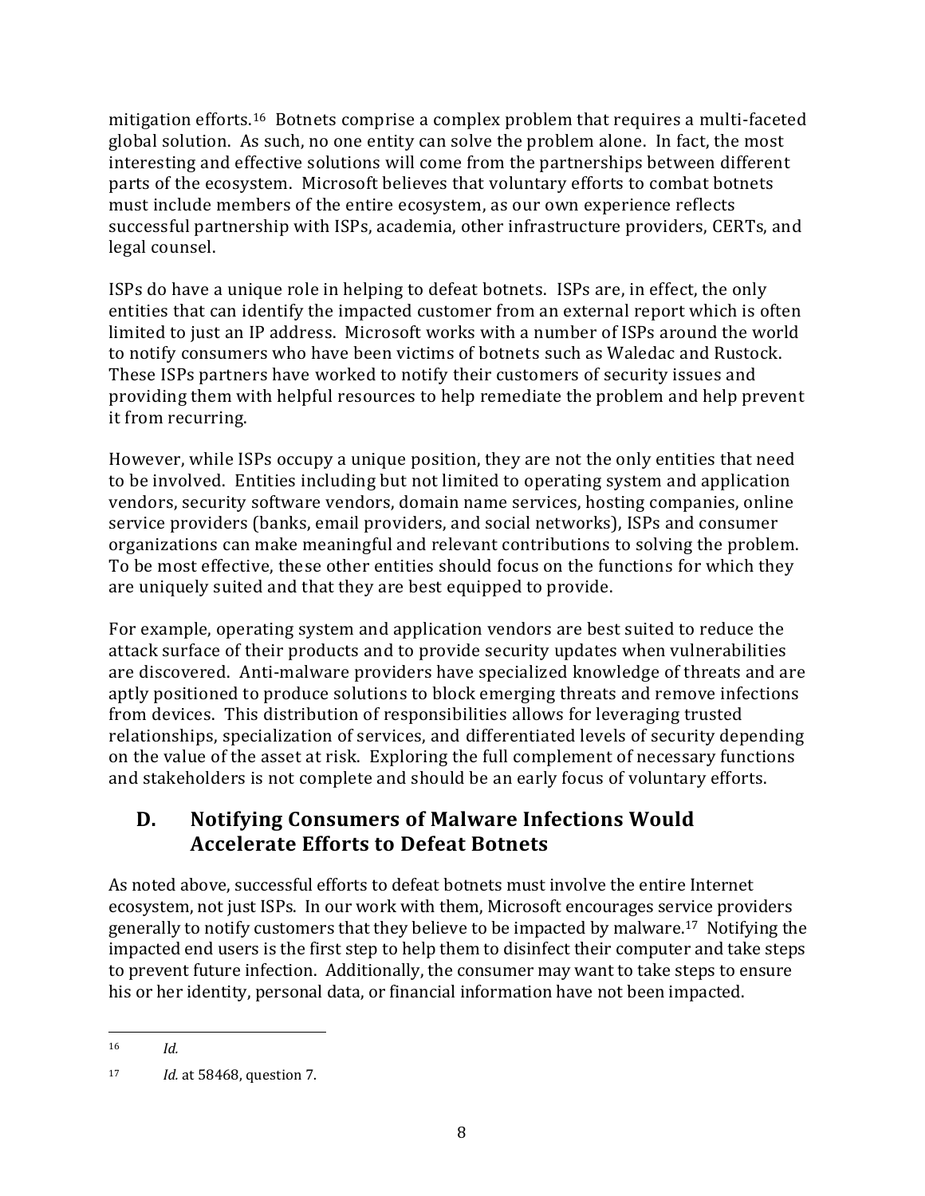mitigation efforts.[16] Botnets comprise a complex problem that requires a multi-faceted global solution. As such, no one entity can solve the problem alone. In fact, the most interesting and effective solutions will come from the partnerships between different parts of the ecosystem. Microsoft believes that voluntary efforts to combat botnets must include members of the entire ecosystem, as our own experience reflects successful partnership with ISPs, academia, other infrastructure providers, CERTs, and legal counsel.

ISPs do have a unique role in helping to defeat botnets. ISPs are, in effect, the only entities that can identify the impacted customer from an external report which is often limited to just an IP address. Microsoft works with a number of ISPs around the world to notify consumers who have been victims of botnets such as Waledac and Rustock. These ISPs partners have worked to notify their customers of security issues and providing them with helpful resources to help remediate the problem and help prevent it from recurring.

However, while ISPs occupy a unique position, they are not the only entities that need to be involved. Entities including but not limited to operating system and application vendors, security software vendors, domain name services, hosting companies, online service providers (banks, email providers, and social networks), ISPs and consumer organizations can make meaningful and relevant contributions to solving the problem. To be most effective, these other entities should focus on the functions for which they are uniquely suited and that they are best equipped to provide.

For example, operating system and application vendors are best suited to reduce the attack surface of their products and to provide security updates when vulnerabilities are discovered. Anti-malware providers have specialized knowledge of threats and are aptly positioned to produce solutions to block emerging threats and remove infections from devices. This distribution of responsibilities allows for leveraging trusted relationships, specialization of services, and differentiated levels of security depending on the value of the asset at risk. Exploring the full complement of necessary functions and stakeholders is not complete and should be an early focus of voluntary efforts.

## D. Notifying Consumers of Malware Infections Would Accelerate Efforts to Defeat Botnets

As noted above, successful efforts to defeat botnets must involve the entire Internet ecosystem, not just ISPs. In our work with them, Microsoft encourages service providers generally to notify customers that they believe to be impacted by malware.[17] Notifying the impacted end users is the first step to help them to disinfect their computer and take steps to prevent future infection. Additionally, the consumer may want to take steps to ensure his or her identity, personal data, or financial information have not been impacted.

---

[16] *Id.*

[17] *Id.* at 58468, question 7.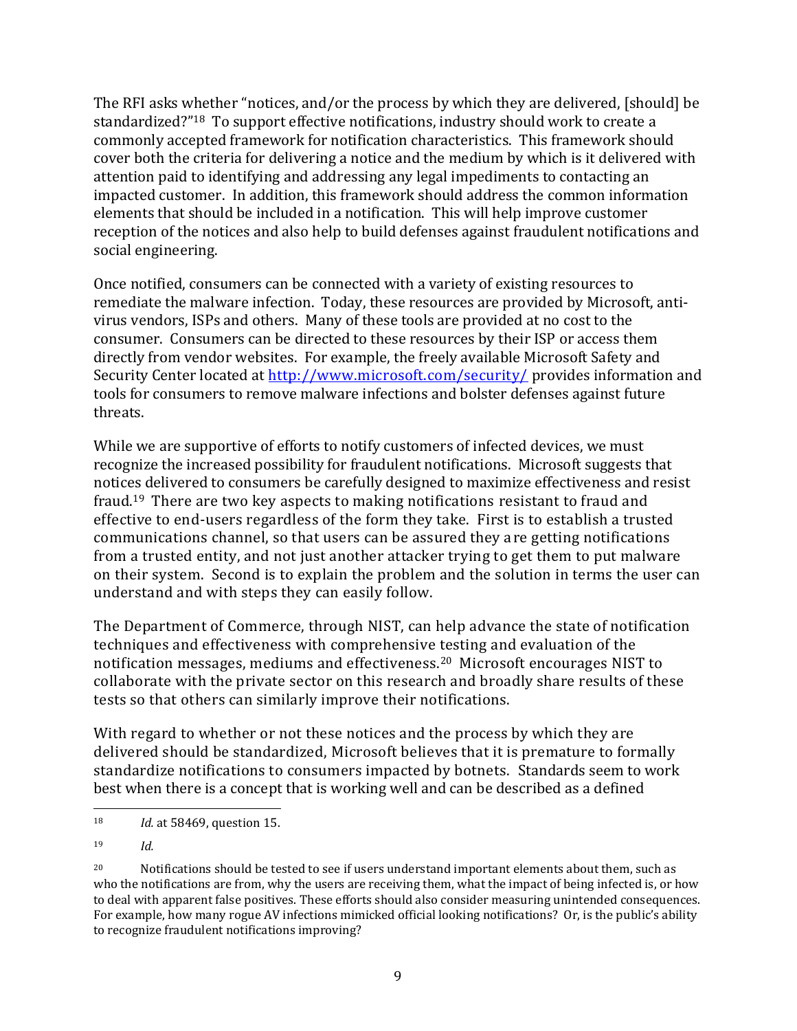The RFI asks whether "notices, and/or the process by which they are delivered, [should] be standardized?"[18] To support effective notifications, industry should work to create a commonly accepted framework for notification characteristics. This framework should cover both the criteria for delivering a notice and the medium by which is it delivered with attention paid to identifying and addressing any legal impediments to contacting an impacted customer. In addition, this framework should address the common information elements that should be included in a notification. This will help improve customer reception of the notices and also help to build defenses against fraudulent notifications and social engineering.

Once notified, consumers can be connected with a variety of existing resources to remediate the malware infection. Today, these resources are provided by Microsoft, anti-virus vendors, ISPs and others. Many of these tools are provided at no cost to the consumer. Consumers can be directed to these resources by their ISP or access them directly from vendor websites. For example, the freely available Microsoft Safety and Security Center located at [http://www.microsoft.com/security/](http://www.microsoft.com/security/) provides information and tools for consumers to remove malware infections and bolster defenses against future threats.

While we are supportive of efforts to notify customers of infected devices, we must recognize the increased possibility for fraudulent notifications. Microsoft suggests that notices delivered to consumers be carefully designed to maximize effectiveness and resist fraud.[19] There are two key aspects to making notifications resistant to fraud and effective to end-users regardless of the form they take. First is to establish a trusted communications channel, so that users can be assured they are getting notifications from a trusted entity, and not just another attacker trying to get them to put malware on their system. Second is to explain the problem and the solution in terms the user can understand and with steps they can easily follow.

The Department of Commerce, through NIST, can help advance the state of notification techniques and effectiveness with comprehensive testing and evaluation of the notification messages, mediums and effectiveness.[20] Microsoft encourages NIST to collaborate with the private sector on this research and broadly share results of these tests so that others can similarly improve their notifications.

With regard to whether or not these notices and the process by which they are delivered should be standardized, Microsoft believes that it is premature to formally standardize notifications to consumers impacted by botnets. Standards seem to work best when there is a concept that is working well and can be described as a defined

---

[18] *Id.* at 58469, question 15.

[19] *Id.*

[20] Notifications should be tested to see if users understand important elements about them, such as who the notifications are from, why the users are receiving them, what the impact of being infected is, or how to deal with apparent false positives. These efforts should also consider measuring unintended consequences. For example, how many rogue AV infections mimicked official looking notifications? Or, is the public's ability to recognize fraudulent notifications improving?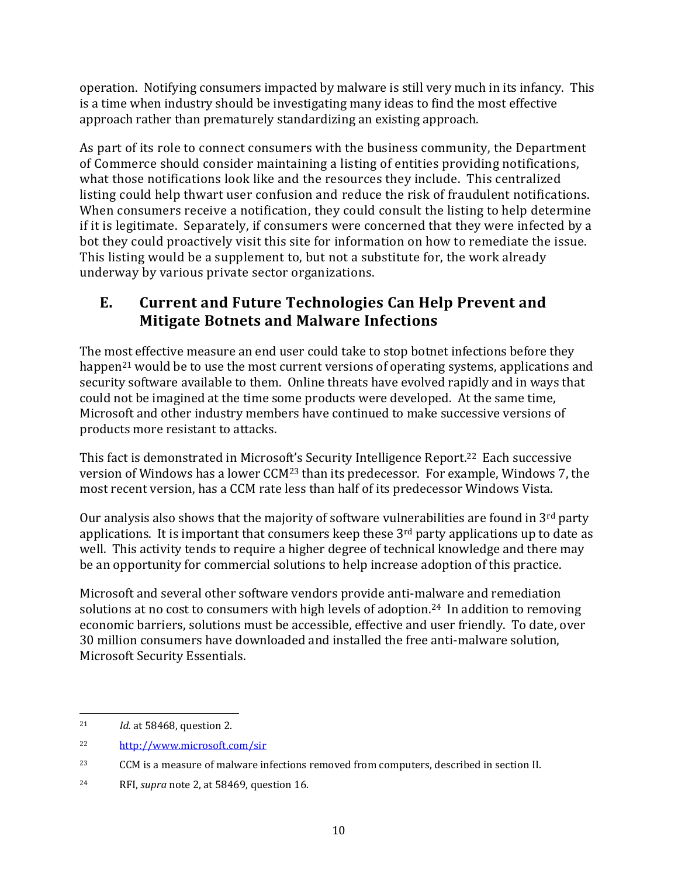operation. Notifying consumers impacted by malware is still very much in its infancy. This is a time when industry should be investigating many ideas to find the most effective approach rather than prematurely standardizing an existing approach.

As part of its role to connect consumers with the business community, the Department of Commerce should consider maintaining a listing of entities providing notifications, what those notifications look like and the resources they include. This centralized listing could help thwart user confusion and reduce the risk of fraudulent notifications. When consumers receive a notification, they could consult the listing to help determine if it is legitimate. Separately, if consumers were concerned that they were infected by a bot they could proactively visit this site for information on how to remediate the issue. This listing would be a supplement to, but not a substitute for, the work already underway by various private sector organizations.

## E. Current and Future Technologies Can Help Prevent and Mitigate Botnets and Malware Infections

The most effective measure an end user could take to stop botnet infections before they happen[21] would be to use the most current versions of operating systems, applications and security software available to them. Online threats have evolved rapidly and in ways that could not be imagined at the time some products were developed. At the same time, Microsoft and other industry members have continued to make successive versions of products more resistant to attacks.

This fact is demonstrated in Microsoft's Security Intelligence Report.[22] Each successive version of Windows has a lower CCM[23] than its predecessor. For example, Windows 7, the most recent version, has a CCM rate less than half of its predecessor Windows Vista.

Our analysis also shows that the majority of software vulnerabilities are found in 3rd party applications. It is important that consumers keep these 3rd party applications up to date as well. This activity tends to require a higher degree of technical knowledge and there may be an opportunity for commercial solutions to help increase adoption of this practice.

Microsoft and several other software vendors provide anti-malware and remediation solutions at no cost to consumers with high levels of adoption.[24] In addition to removing economic barriers, solutions must be accessible, effective and user friendly. To date, over 30 million consumers have downloaded and installed the free anti-malware solution, Microsoft Security Essentials.

---

[21] *Id.* at 58468, question 2.

[22] http://www.microsoft.com/sir

[23] CCM is a measure of malware infections removed from computers, described in section II.

[24] RFI, *supra* note 2, at 58469, question 16.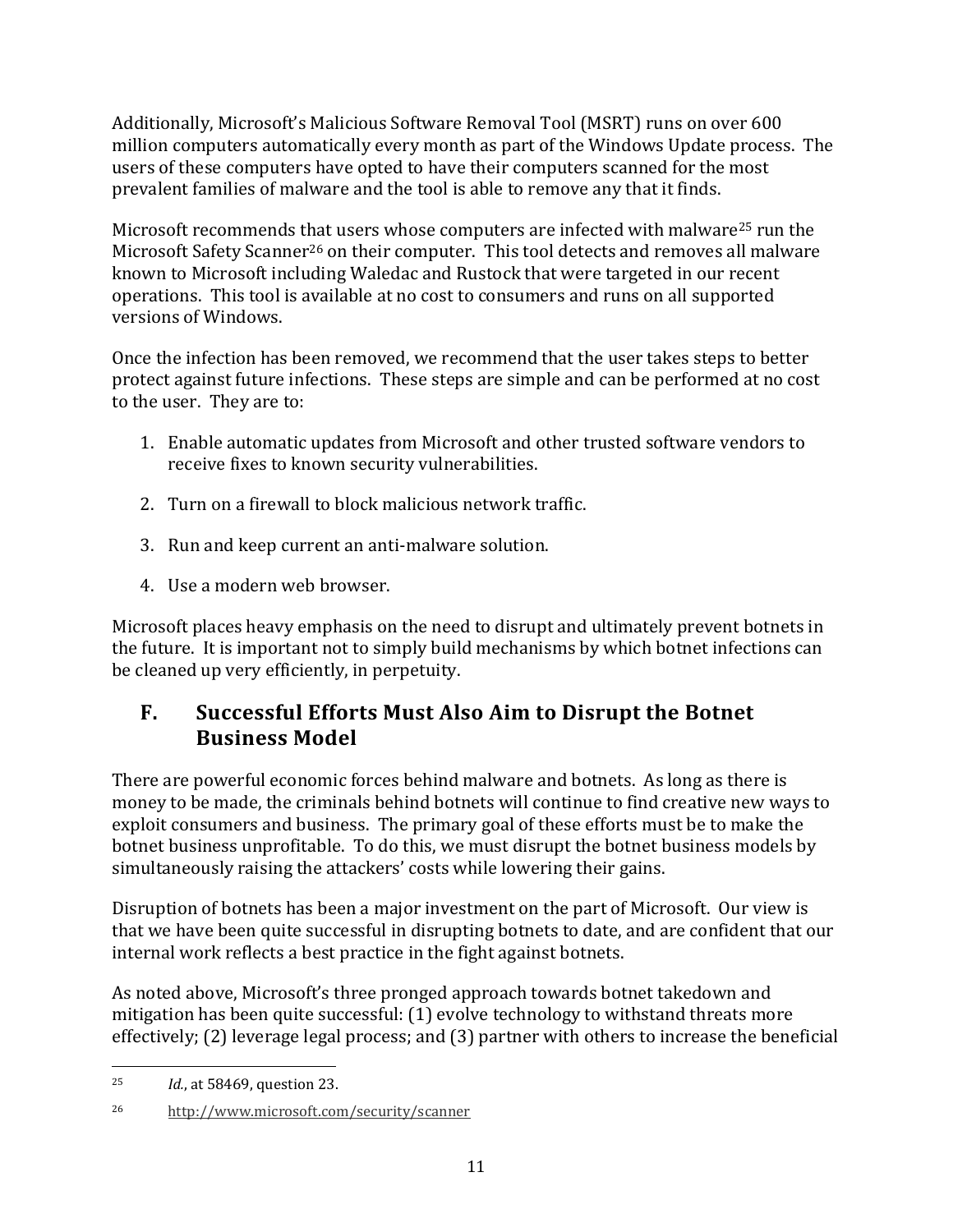Additionally, Microsoft's Malicious Software Removal Tool (MSRT) runs on over 600 million computers automatically every month as part of the Windows Update process. The users of these computers have opted to have their computers scanned for the most prevalent families of malware and the tool is able to remove any that it finds.

Microsoft recommends that users whose computers are infected with malware[25] run the Microsoft Safety Scanner[26] on their computer. This tool detects and removes all malware known to Microsoft including Waledac and Rustock that were targeted in our recent operations. This tool is available at no cost to consumers and runs on all supported versions of Windows.

Once the infection has been removed, we recommend that the user takes steps to better protect against future infections. These steps are simple and can be performed at no cost to the user. They are to:

1. Enable automatic updates from Microsoft and other trusted software vendors to receive fixes to known security vulnerabilities.

2. Turn on a firewall to block malicious network traffic.

3. Run and keep current an anti-malware solution.

4. Use a modern web browser.

Microsoft places heavy emphasis on the need to disrupt and ultimately prevent botnets in the future. It is important not to simply build mechanisms by which botnet infections can be cleaned up very efficiently, in perpetuity.

## F. Successful Efforts Must Also Aim to Disrupt the Botnet Business Model

There are powerful economic forces behind malware and botnets. As long as there is money to be made, the criminals behind botnets will continue to find creative new ways to exploit consumers and business. The primary goal of these efforts must be to make the botnet business unprofitable. To do this, we must disrupt the botnet business models by simultaneously raising the attackers' costs while lowering their gains.

Disruption of botnets has been a major investment on the part of Microsoft. Our view is that we have been quite successful in disrupting botnets to date, and are confident that our internal work reflects a best practice in the fight against botnets.

As noted above, Microsoft's three pronged approach towards botnet takedown and mitigation has been quite successful: (1) evolve technology to withstand threats more effectively; (2) leverage legal process; and (3) partner with others to increase the beneficial

---

[25] *Id.*, at 58469, question 23.

[26] http://www.microsoft.com/security/scanner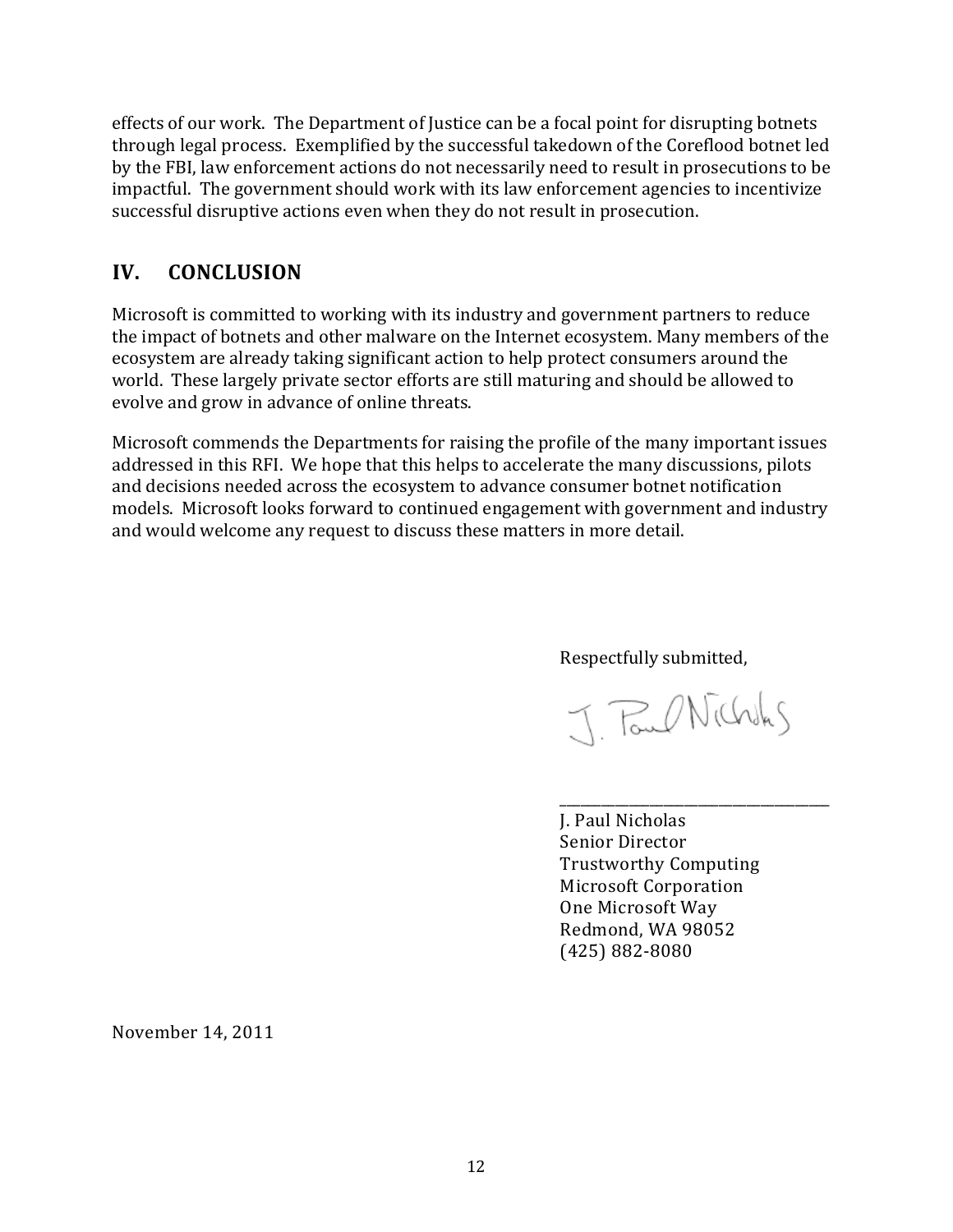effects of our work. The Department of Justice can be a focal point for disrupting botnets through legal process. Exemplified by the successful takedown of the Coreflood botnet led by the FBI, law enforcement actions do not necessarily need to result in prosecutions to be impactful. The government should work with its law enforcement agencies to incentivize successful disruptive actions even when they do not result in prosecution.

## IV. CONCLUSION

Microsoft is committed to working with its industry and government partners to reduce the impact of botnets and other malware on the Internet ecosystem. Many members of the ecosystem are already taking significant action to help protect consumers around the world. These largely private sector efforts are still maturing and should be allowed to evolve and grow in advance of online threats.

Microsoft commends the Departments for raising the profile of the many important issues addressed in this RFI. We hope that this helps to accelerate the many discussions, pilots and decisions needed across the ecosystem to advance consumer botnet notification models. Microsoft looks forward to continued engagement with government and industry and would welcome any request to discuss these matters in more detail.

Respectfully submitted,

J. Paul Nicholas

\_\_\_\_\_\_\_\_\_\_\_\_\_\_\_\_\_\_\_\_\_\_\_\_\_\_\_\_\_\_\_\_\_\_\_\_

J. Paul Nicholas
Senior Director
Trustworthy Computing
Microsoft Corporation
One Microsoft Way
Redmond, WA 98052
(425) 882-8080

November 14, 2011